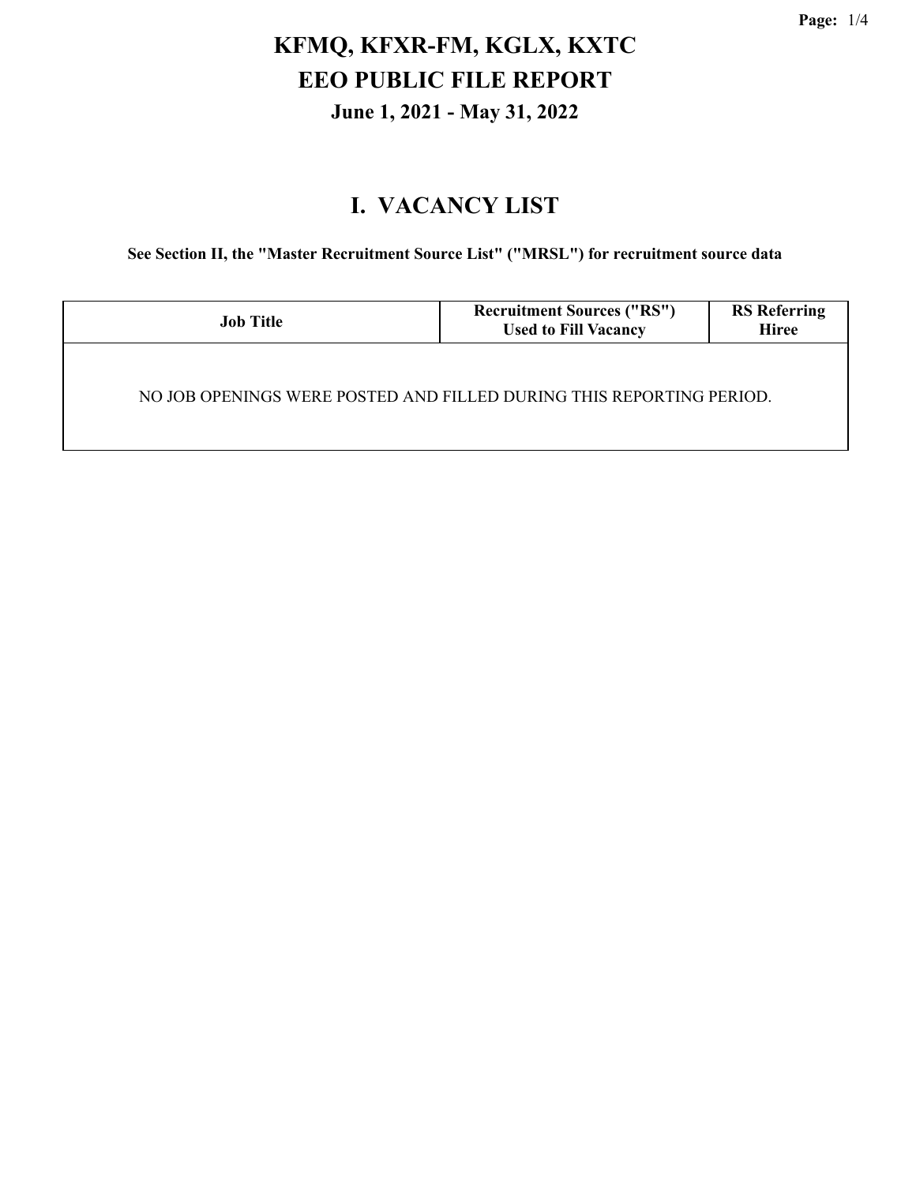# KFMQ, KFXR-FM, KGLX, KXTC
# EEO PUBLIC FILE REPORT
## June 1, 2021 - May 31, 2022

## I. VACANCY LIST

**See Section II, the "Master Recruitment Source List" ("MRSL") for recruitment source data**

| Job Title | Recruitment Sources ("RS") Used to Fill Vacancy | RS Referring Hiree |
|---|---|---|
| NO JOB OPENINGS WERE POSTED AND FILLED DURING THIS REPORTING PERIOD. | | |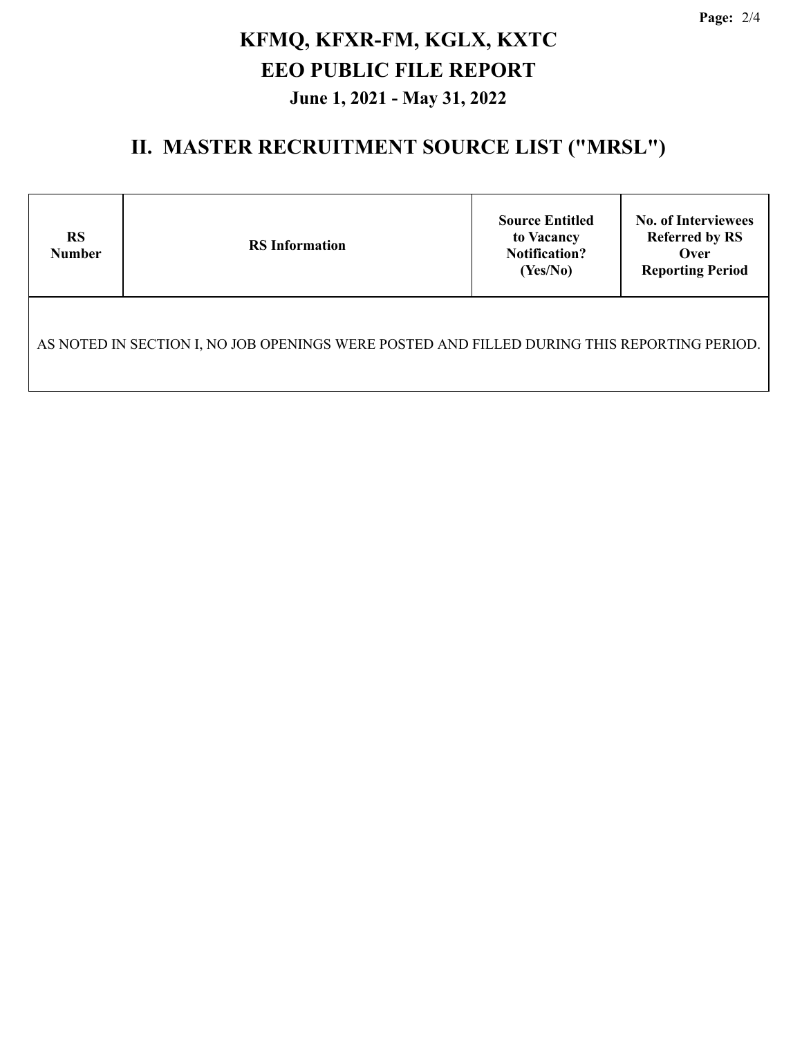# KFMQ, KFXR-FM, KGLX, KXTC
## EEO PUBLIC FILE REPORT
### June 1, 2021 - May 31, 2022

## II. MASTER RECRUITMENT SOURCE LIST ("MRSL")

| RS Number | RS Information | Source Entitled to Vacancy Notification? (Yes/No) | No. of Interviewees Referred by RS Over Reporting Period |
|---|---|---|---|
| AS NOTED IN SECTION I, NO JOB OPENINGS WERE POSTED AND FILLED DURING THIS REPORTING PERIOD. | | | |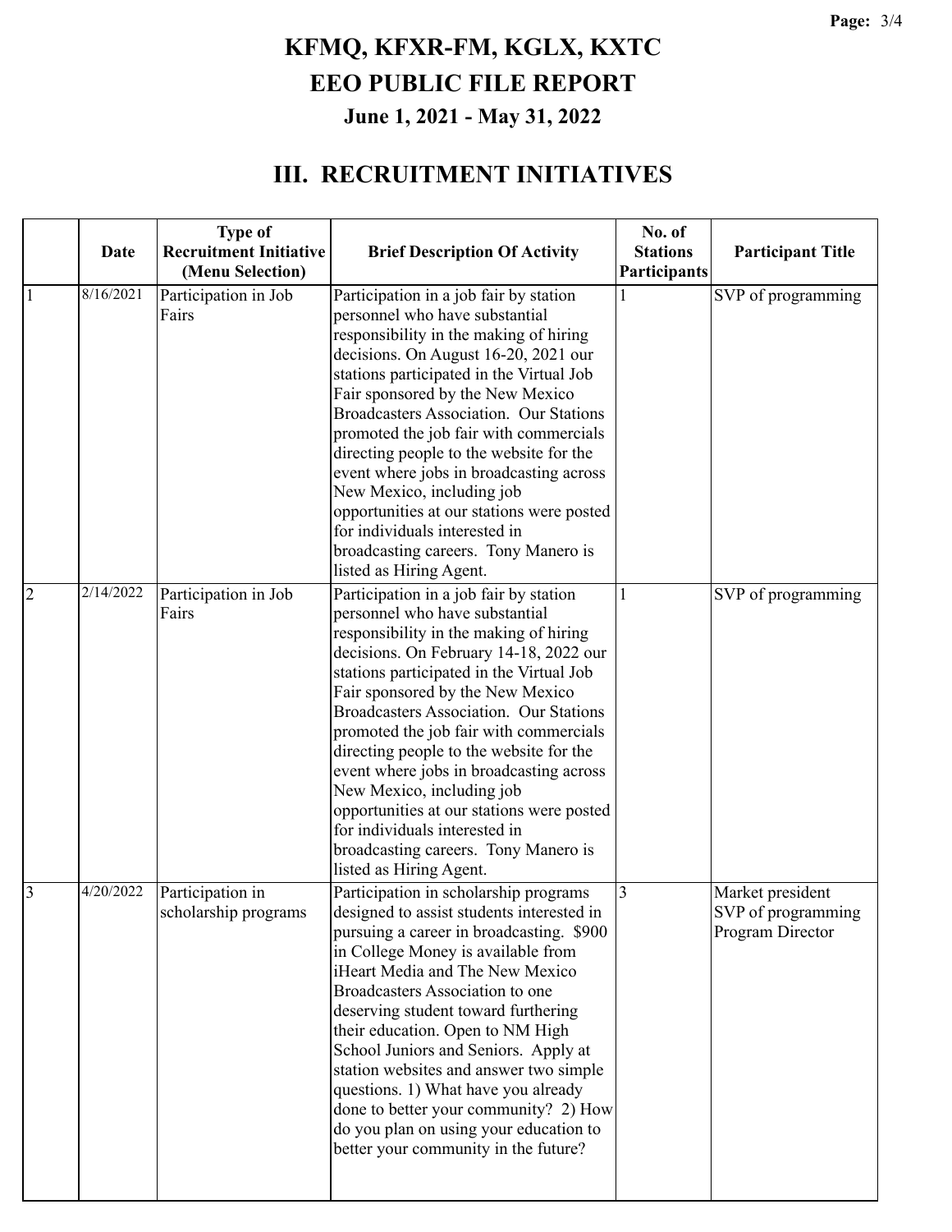# KFMQ, KFXR-FM, KGLX, KXTC

## EEO PUBLIC FILE REPORT

### June 1, 2021 - May 31, 2022

## III. RECRUITMENT INITIATIVES

| | Date | Type of Recruitment Initiative (Menu Selection) | Brief Description Of Activity | No. of Stations Participants | Participant Title |
|---|---|---|---|---|---|
| 1 | 8/16/2021 | Participation in Job Fairs | Participation in a job fair by station personnel who have substantial responsibility in the making of hiring decisions. On August 16-20, 2021 our stations participated in the Virtual Job Fair sponsored by the New Mexico Broadcasters Association. Our Stations promoted the job fair with commercials directing people to the website for the event where jobs in broadcasting across New Mexico, including job opportunities at our stations were posted for individuals interested in broadcasting careers. Tony Manero is listed as Hiring Agent. | 1 | SVP of programming |
| 2 | 2/14/2022 | Participation in Job Fairs | Participation in a job fair by station personnel who have substantial responsibility in the making of hiring decisions. On February 14-18, 2022 our stations participated in the Virtual Job Fair sponsored by the New Mexico Broadcasters Association. Our Stations promoted the job fair with commercials directing people to the website for the event where jobs in broadcasting across New Mexico, including job opportunities at our stations were posted for individuals interested in broadcasting careers. Tony Manero is listed as Hiring Agent. | 1 | SVP of programming |
| 3 | 4/20/2022 | Participation in scholarship programs | Participation in scholarship programs designed to assist students interested in pursuing a career in broadcasting. $900 in College Money is available from iHeart Media and The New Mexico Broadcasters Association to one deserving student toward furthering their education. Open to NM High School Juniors and Seniors. Apply at station websites and answer two simple questions. 1) What have you already done to better your community? 2) How do you plan on using your education to better your community in the future? | 3 | Market president<br>SVP of programming<br>Program Director |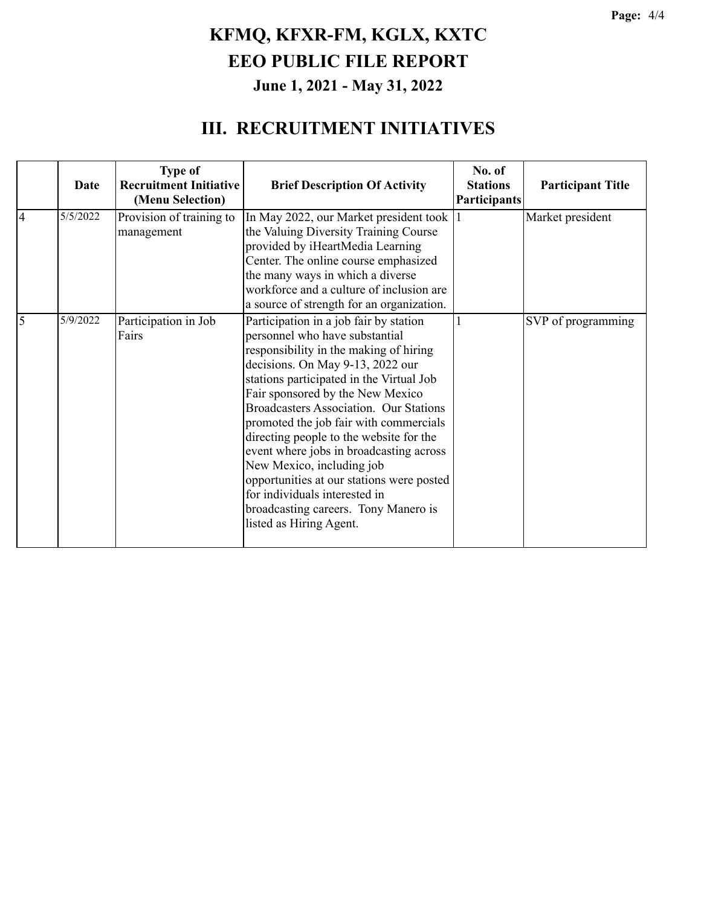# KFMQ, KFXR-FM, KGLX, KXTC

# EEO PUBLIC FILE REPORT

### June 1, 2021 - May 31, 2022

## III. RECRUITMENT INITIATIVES

| | Date | Type of Recruitment Initiative (Menu Selection) | Brief Description Of Activity | No. of Stations Participants | Participant Title |
|---|---|---|---|---|---|
| 4 | 5/5/2022 | Provision of training to management | In May 2022, our Market president took the Valuing Diversity Training Course provided by iHeartMedia Learning Center. The online course emphasized the many ways in which a diverse workforce and a culture of inclusion are a source of strength for an organization. | 1 | Market president |
| 5 | 5/9/2022 | Participation in Job Fairs | Participation in a job fair by station personnel who have substantial responsibility in the making of hiring decisions. On May 9-13, 2022 our stations participated in the Virtual Job Fair sponsored by the New Mexico Broadcasters Association. Our Stations promoted the job fair with commercials directing people to the website for the event where jobs in broadcasting across New Mexico, including job opportunities at our stations were posted for individuals interested in broadcasting careers. Tony Manero is listed as Hiring Agent. | 1 | SVP of programming |